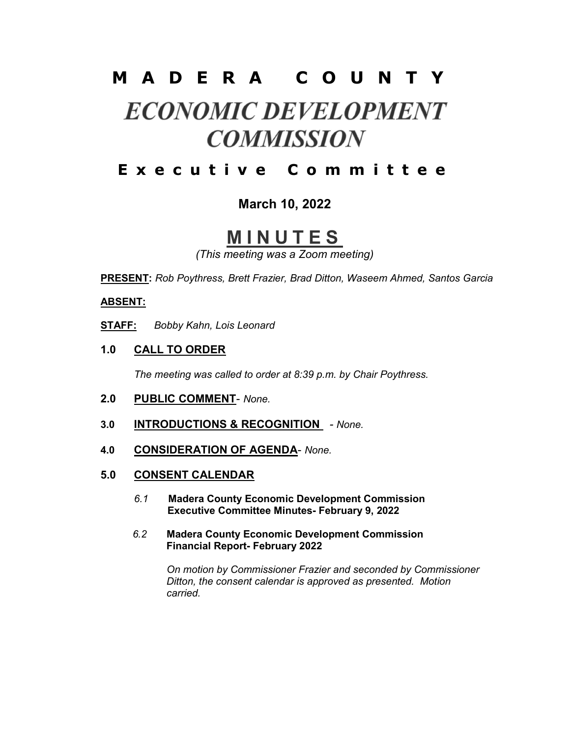# M A D E R A   C O U N T Y

# *ECONOMIC DEVELOPMENT COMMISSION*

## E x e c u t i v e   C o m m i t t e e

**March 10, 2022**

# M I N U T E S

*(This meeting was a Zoom meeting)*

**PRESENT:** *Rob Poythress, Brett Frazier, Brad Ditton, Waseem Ahmed, Santos Garcia*

**ABSENT:**

**STAFF:** *Bobby Kahn, Lois Leonard*

**1.0 CALL TO ORDER**

*The meeting was called to order at 8:39 p.m. by Chair Poythress.*

**2.0 PUBLIC COMMENT**- *None.*

**3.0 INTRODUCTIONS & RECOGNITION** - *None.*

**4.0 CONSIDERATION OF AGENDA**- *None.*

**5.0 CONSENT CALENDAR**

*6.1* **Madera County Economic Development Commission Executive Committee Minutes- February 9, 2022**

*6.2* **Madera County Economic Development Commission Financial Report- February 2022**

*On motion by Commissioner Frazier and seconded by Commissioner Ditton, the consent calendar is approved as presented. Motion carried.*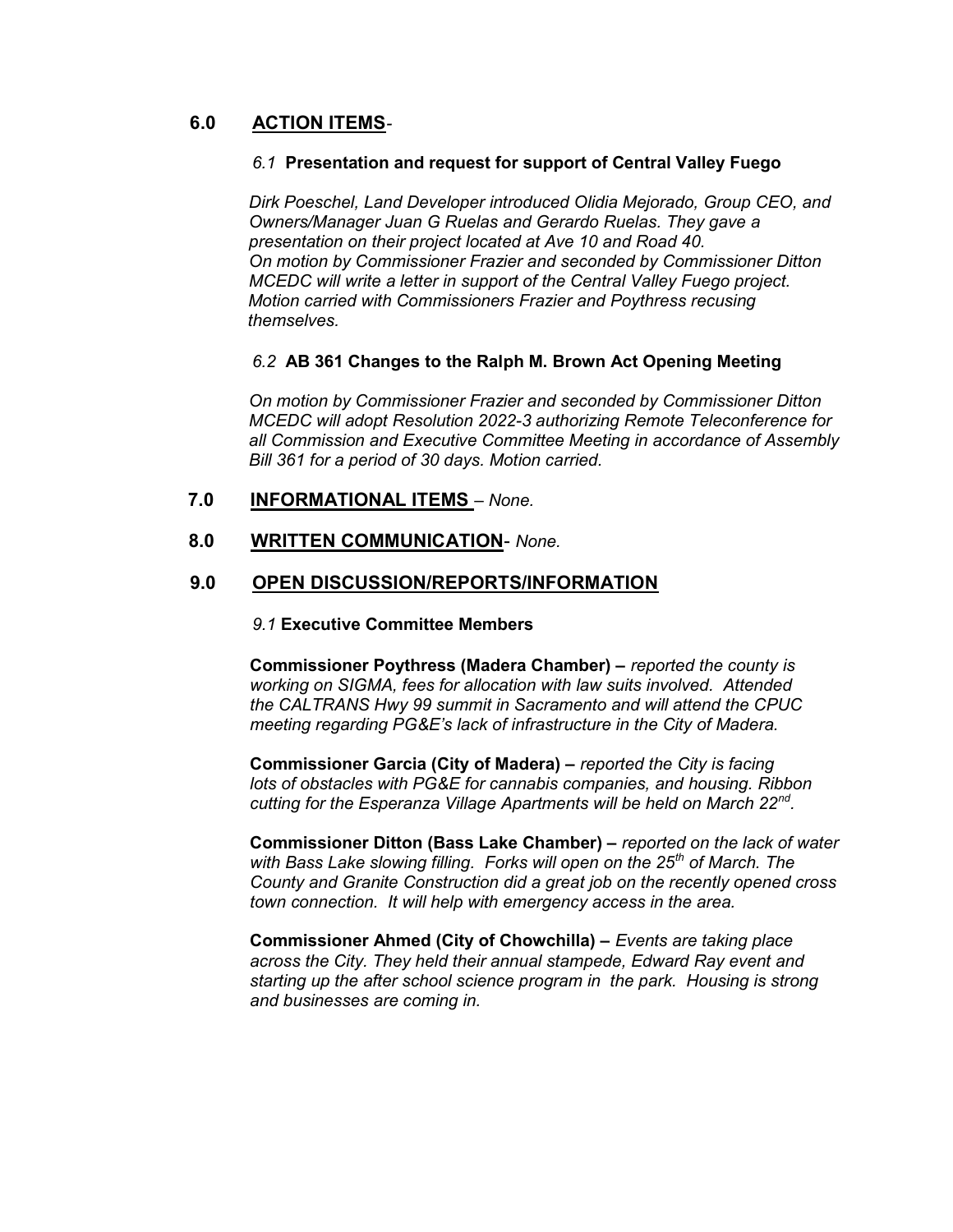## 6.0 ACTION ITEMS-

### *6.1* Presentation and request for support of Central Valley Fuego

*Dirk Poeschel, Land Developer introduced Olidia Mejorado, Group CEO, and Owners/Manager Juan G Ruelas and Gerardo Ruelas. They gave a presentation on their project located at Ave 10 and Road 40. On motion by Commissioner Frazier and seconded by Commissioner Ditton MCEDC will write a letter in support of the Central Valley Fuego project. Motion carried with Commissioners Frazier and Poythress recusing themselves.*

### *6.2* AB 361 Changes to the Ralph M. Brown Act Opening Meeting

*On motion by Commissioner Frazier and seconded by Commissioner Ditton MCEDC will adopt Resolution 2022-3 authorizing Remote Teleconference for all Commission and Executive Committee Meeting in accordance of Assembly Bill 361 for a period of 30 days. Motion carried.*

## 7.0 INFORMATIONAL ITEMS – *None.*

## 8.0 WRITTEN COMMUNICATION- *None.*

## 9.0 OPEN DISCUSSION/REPORTS/INFORMATION

### *9.1* Executive Committee Members

**Commissioner Poythress (Madera Chamber) –** *reported the county is working on SIGMA, fees for allocation with law suits involved. Attended the CALTRANS Hwy 99 summit in Sacramento and will attend the CPUC meeting regarding PG&E's lack of infrastructure in the City of Madera.*

**Commissioner Garcia (City of Madera) –** *reported the City is facing lots of obstacles with PG&E for cannabis companies, and housing. Ribbon cutting for the Esperanza Village Apartments will be held on March 22nd.*

**Commissioner Ditton (Bass Lake Chamber) –** *reported on the lack of water with Bass Lake slowing filling. Forks will open on the 25th of March. The County and Granite Construction did a great job on the recently opened cross town connection. It will help with emergency access in the area.*

**Commissioner Ahmed (City of Chowchilla) –** *Events are taking place across the City. They held their annual stampede, Edward Ray event and starting up the after school science program in the park. Housing is strong and businesses are coming in.*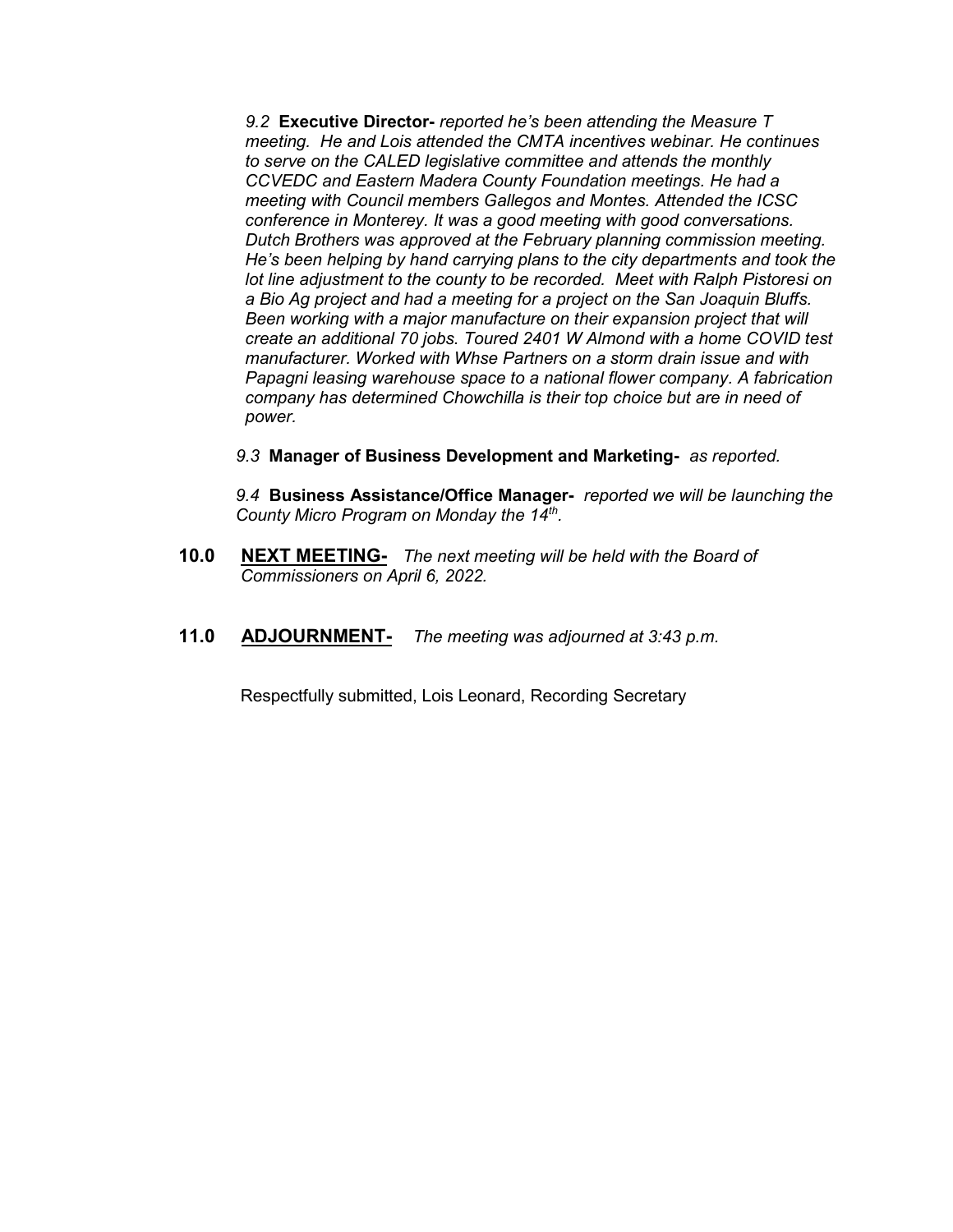*9.2* **Executive Director-** *reported he's been attending the Measure T meeting. He and Lois attended the CMTA incentives webinar. He continues to serve on the CALED legislative committee and attends the monthly CCVEDC and Eastern Madera County Foundation meetings. He had a meeting with Council members Gallegos and Montes. Attended the ICSC conference in Monterey. It was a good meeting with good conversations. Dutch Brothers was approved at the February planning commission meeting. He's been helping by hand carrying plans to the city departments and took the lot line adjustment to the county to be recorded. Meet with Ralph Pistoresi on a Bio Ag project and had a meeting for a project on the San Joaquin Bluffs. Been working with a major manufacture on their expansion project that will create an additional 70 jobs. Toured 2401 W Almond with a home COVID test manufacturer. Worked with Whse Partners on a storm drain issue and with Papagni leasing warehouse space to a national flower company. A fabrication company has determined Chowchilla is their top choice but are in need of power.*

*9.3* **Manager of Business Development and Marketing-** *as reported.*

*9.4* **Business Assistance/Office Manager-** *reported we will be launching the County Micro Program on Monday the 14th.*

**10.0 NEXT MEETING-** *The next meeting will be held with the Board of Commissioners on April 6, 2022.*

**11.0 ADJOURNMENT-** *The meeting was adjourned at 3:43 p.m.*

Respectfully submitted, Lois Leonard, Recording Secretary